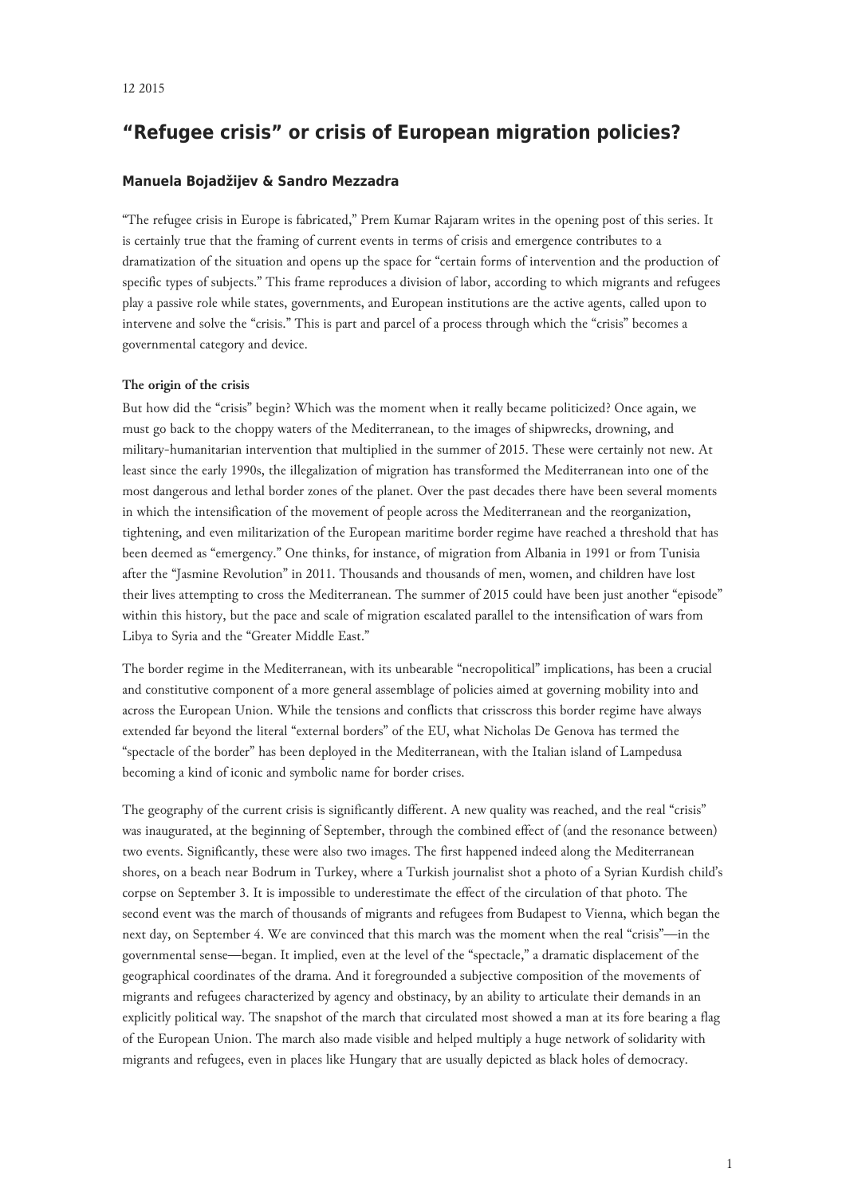12 2015

# “Refugee crisis” or crisis of European migration policies?

### Manuela Bojadžijev & Sandro Mezzadra

“The refugee crisis in Europe is fabricated,” Prem Kumar Rajaram writes in the opening post of this series. It is certainly true that the framing of current events in terms of crisis and emergence contributes to a dramatization of the situation and opens up the space for “certain forms of intervention and the production of specific types of subjects.” This frame reproduces a division of labor, according to which migrants and refugees play a passive role while states, governments, and European institutions are the active agents, called upon to intervene and solve the “crisis.” This is part and parcel of a process through which the “crisis” becomes a governmental category and device.

**The origin of the crisis**

But how did the “crisis” begin? Which was the moment when it really became politicized? Once again, we must go back to the choppy waters of the Mediterranean, to the images of shipwrecks, drowning, and military-humanitarian intervention that multiplied in the summer of 2015. These were certainly not new. At least since the early 1990s, the illegalization of migration has transformed the Mediterranean into one of the most dangerous and lethal border zones of the planet. Over the past decades there have been several moments in which the intensification of the movement of people across the Mediterranean and the reorganization, tightening, and even militarization of the European maritime border regime have reached a threshold that has been deemed as “emergency.” One thinks, for instance, of migration from Albania in 1991 or from Tunisia after the “Jasmine Revolution” in 2011. Thousands and thousands of men, women, and children have lost their lives attempting to cross the Mediterranean. The summer of 2015 could have been just another “episode” within this history, but the pace and scale of migration escalated parallel to the intensification of wars from Libya to Syria and the “Greater Middle East.”

The border regime in the Mediterranean, with its unbearable “necropolitical” implications, has been a crucial and constitutive component of a more general assemblage of policies aimed at governing mobility into and across the European Union. While the tensions and conflicts that crisscross this border regime have always extended far beyond the literal “external borders” of the EU, what Nicholas De Genova has termed the “spectacle of the border” has been deployed in the Mediterranean, with the Italian island of Lampedusa becoming a kind of iconic and symbolic name for border crises.

The geography of the current crisis is significantly different. A new quality was reached, and the real “crisis” was inaugurated, at the beginning of September, through the combined effect of (and the resonance between) two events. Significantly, these were also two images. The first happened indeed along the Mediterranean shores, on a beach near Bodrum in Turkey, where a Turkish journalist shot a photo of a Syrian Kurdish child’s corpse on September 3. It is impossible to underestimate the effect of the circulation of that photo. The second event was the march of thousands of migrants and refugees from Budapest to Vienna, which began the next day, on September 4. We are convinced that this march was the moment when the real “crisis”—in the governmental sense—began. It implied, even at the level of the “spectacle,” a dramatic displacement of the geographical coordinates of the drama. And it foregrounded a subjective composition of the movements of migrants and refugees characterized by agency and obstinacy, by an ability to articulate their demands in an explicitly political way. The snapshot of the march that circulated most showed a man at its fore bearing a flag of the European Union. The march also made visible and helped multiply a huge network of solidarity with migrants and refugees, even in places like Hungary that are usually depicted as black holes of democracy.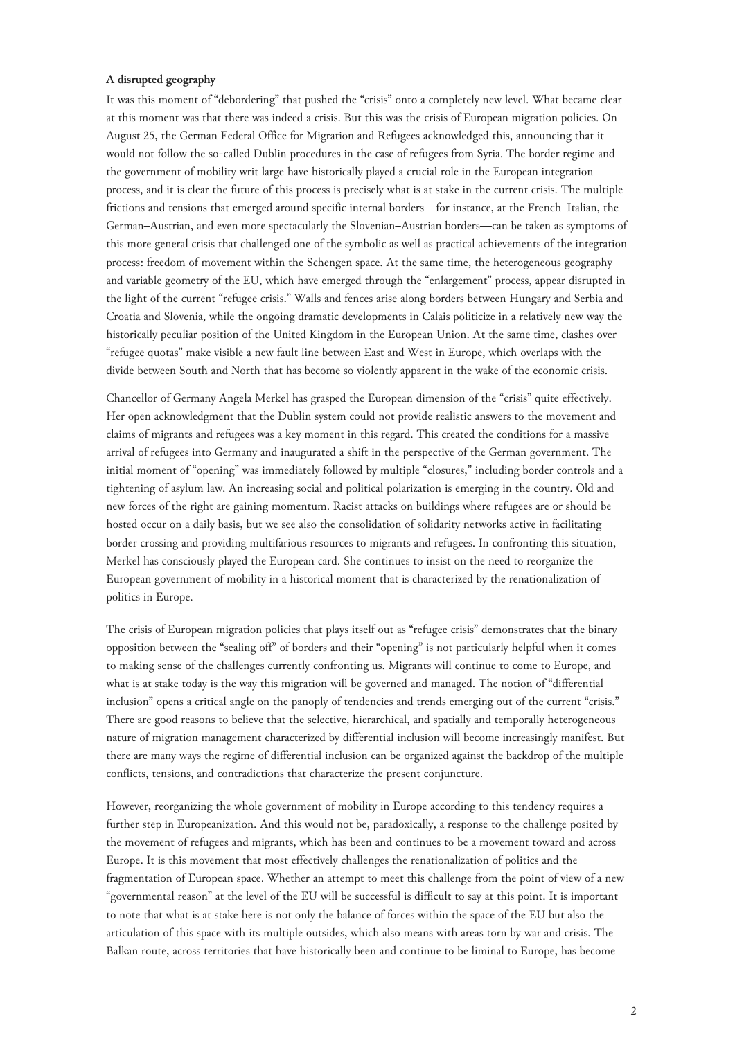**A disrupted geography**

It was this moment of "debordering" that pushed the "crisis" onto a completely new level. What became clear at this moment was that there was indeed a crisis. But this was the crisis of European migration policies. On August 25, the German Federal Office for Migration and Refugees acknowledged this, announcing that it would not follow the so-called Dublin procedures in the case of refugees from Syria. The border regime and the government of mobility writ large have historically played a crucial role in the European integration process, and it is clear the future of this process is precisely what is at stake in the current crisis. The multiple frictions and tensions that emerged around specific internal borders—for instance, at the French–Italian, the German–Austrian, and even more spectacularly the Slovenian–Austrian borders—can be taken as symptoms of this more general crisis that challenged one of the symbolic as well as practical achievements of the integration process: freedom of movement within the Schengen space. At the same time, the heterogeneous geography and variable geometry of the EU, which have emerged through the "enlargement" process, appear disrupted in the light of the current "refugee crisis." Walls and fences arise along borders between Hungary and Serbia and Croatia and Slovenia, while the ongoing dramatic developments in Calais politicize in a relatively new way the historically peculiar position of the United Kingdom in the European Union. At the same time, clashes over "refugee quotas" make visible a new fault line between East and West in Europe, which overlaps with the divide between South and North that has become so violently apparent in the wake of the economic crisis.

Chancellor of Germany Angela Merkel has grasped the European dimension of the "crisis" quite effectively. Her open acknowledgment that the Dublin system could not provide realistic answers to the movement and claims of migrants and refugees was a key moment in this regard. This created the conditions for a massive arrival of refugees into Germany and inaugurated a shift in the perspective of the German government. The initial moment of "opening" was immediately followed by multiple "closures," including border controls and a tightening of asylum law. An increasing social and political polarization is emerging in the country. Old and new forces of the right are gaining momentum. Racist attacks on buildings where refugees are or should be hosted occur on a daily basis, but we see also the consolidation of solidarity networks active in facilitating border crossing and providing multifarious resources to migrants and refugees. In confronting this situation, Merkel has consciously played the European card. She continues to insist on the need to reorganize the European government of mobility in a historical moment that is characterized by the renationalization of politics in Europe.

The crisis of European migration policies that plays itself out as "refugee crisis" demonstrates that the binary opposition between the "sealing off" of borders and their "opening" is not particularly helpful when it comes to making sense of the challenges currently confronting us. Migrants will continue to come to Europe, and what is at stake today is the way this migration will be governed and managed. The notion of "differential inclusion" opens a critical angle on the panoply of tendencies and trends emerging out of the current "crisis." There are good reasons to believe that the selective, hierarchical, and spatially and temporally heterogeneous nature of migration management characterized by differential inclusion will become increasingly manifest. But there are many ways the regime of differential inclusion can be organized against the backdrop of the multiple conflicts, tensions, and contradictions that characterize the present conjuncture.

However, reorganizing the whole government of mobility in Europe according to this tendency requires a further step in Europeanization. And this would not be, paradoxically, a response to the challenge posited by the movement of refugees and migrants, which has been and continues to be a movement toward and across Europe. It is this movement that most effectively challenges the renationalization of politics and the fragmentation of European space. Whether an attempt to meet this challenge from the point of view of a new "governmental reason" at the level of the EU will be successful is difficult to say at this point. It is important to note that what is at stake here is not only the balance of forces within the space of the EU but also the articulation of this space with its multiple outsides, which also means with areas torn by war and crisis. The Balkan route, across territories that have historically been and continue to be liminal to Europe, has become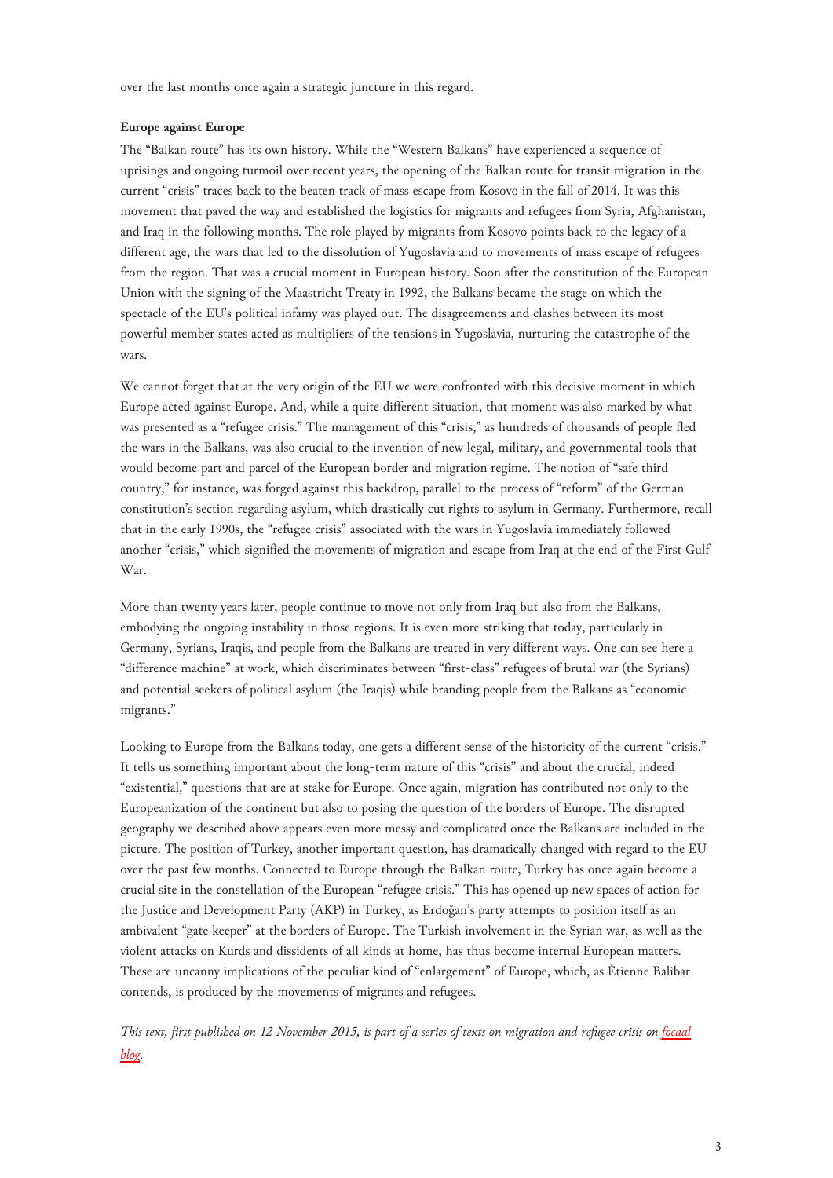over the last months once again a strategic juncture in this regard.

**Europe against Europe**

The "Balkan route" has its own history. While the "Western Balkans" have experienced a sequence of uprisings and ongoing turmoil over recent years, the opening of the Balkan route for transit migration in the current "crisis" traces back to the beaten track of mass escape from Kosovo in the fall of 2014. It was this movement that paved the way and established the logistics for migrants and refugees from Syria, Afghanistan, and Iraq in the following months. The role played by migrants from Kosovo points back to the legacy of a different age, the wars that led to the dissolution of Yugoslavia and to movements of mass escape of refugees from the region. That was a crucial moment in European history. Soon after the constitution of the European Union with the signing of the Maastricht Treaty in 1992, the Balkans became the stage on which the spectacle of the EU's political infamy was played out. The disagreements and clashes between its most powerful member states acted as multipliers of the tensions in Yugoslavia, nurturing the catastrophe of the wars.

We cannot forget that at the very origin of the EU we were confronted with this decisive moment in which Europe acted against Europe. And, while a quite different situation, that moment was also marked by what was presented as a "refugee crisis." The management of this "crisis," as hundreds of thousands of people fled the wars in the Balkans, was also crucial to the invention of new legal, military, and governmental tools that would become part and parcel of the European border and migration regime. The notion of "safe third country," for instance, was forged against this backdrop, parallel to the process of "reform" of the German constitution's section regarding asylum, which drastically cut rights to asylum in Germany. Furthermore, recall that in the early 1990s, the "refugee crisis" associated with the wars in Yugoslavia immediately followed another "crisis," which signified the movements of migration and escape from Iraq at the end of the First Gulf War.

More than twenty years later, people continue to move not only from Iraq but also from the Balkans, embodying the ongoing instability in those regions. It is even more striking that today, particularly in Germany, Syrians, Iraqis, and people from the Balkans are treated in very different ways. One can see here a "difference machine" at work, which discriminates between "first-class" refugees of brutal war (the Syrians) and potential seekers of political asylum (the Iraqis) while branding people from the Balkans as "economic migrants."

Looking to Europe from the Balkans today, one gets a different sense of the historicity of the current "crisis." It tells us something important about the long-term nature of this "crisis" and about the crucial, indeed "existential," questions that are at stake for Europe. Once again, migration has contributed not only to the Europeanization of the continent but also to posing the question of the borders of Europe. The disrupted geography we described above appears even more messy and complicated once the Balkans are included in the picture. The position of Turkey, another important question, has dramatically changed with regard to the EU over the past few months. Connected to Europe through the Balkan route, Turkey has once again become a crucial site in the constellation of the European "refugee crisis." This has opened up new spaces of action for the Justice and Development Party (AKP) in Turkey, as Erdoğan's party attempts to position itself as an ambivalent "gate keeper" at the borders of Europe. The Turkish involvement in the Syrian war, as well as the violent attacks on Kurds and dissidents of all kinds at home, has thus become internal European matters. These are uncanny implications of the peculiar kind of "enlargement" of Europe, which, as Étienne Balibar contends, is produced by the movements of migrants and refugees.

*This text, first published on 12 November 2015, is part of a series of texts on migration and refugee crisis on [focaal blog](focaal blog).*